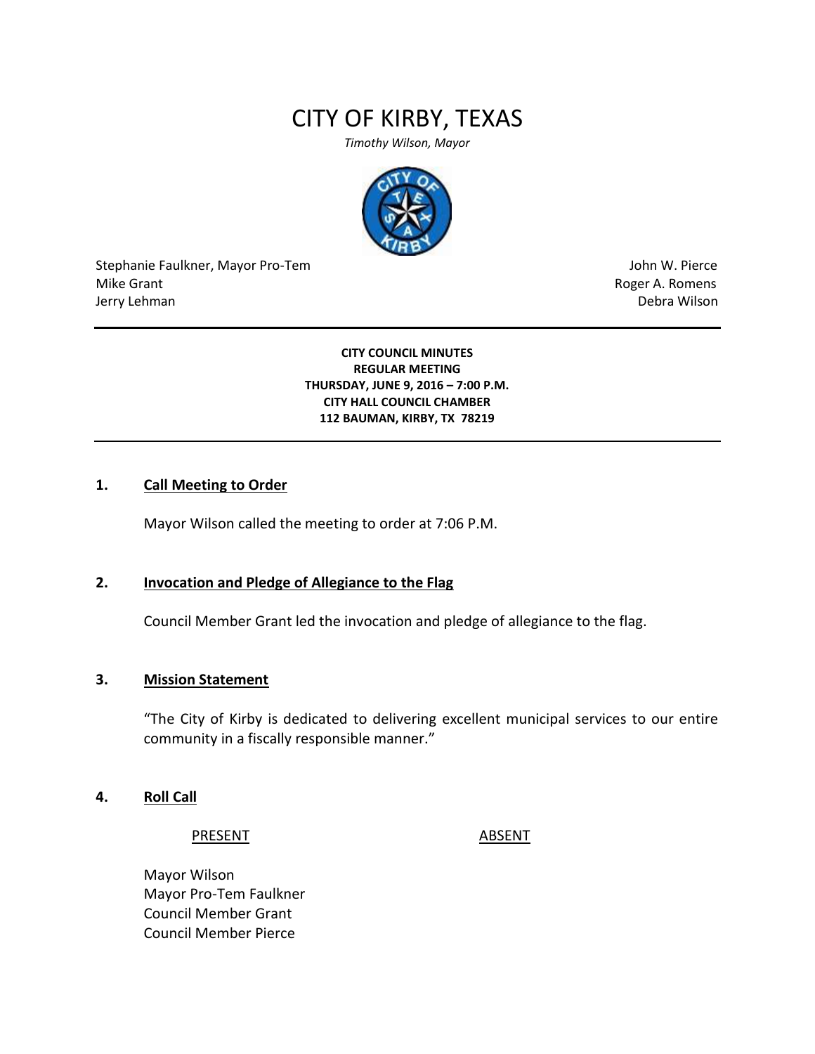# CITY OF KIRBY, TEXAS

*Timothy Wilson, Mayor*

Stephanie Faulkner, Mayor Pro-Tem
Mike Grant
Jerry Lehman

John W. Pierce
Roger A. Romens
Debra Wilson

---

**CITY COUNCIL MINUTES**
**REGULAR MEETING**
**THURSDAY, JUNE 9, 2016 – 7:00 P.M.**
**CITY HALL COUNCIL CHAMBER**
**112 BAUMAN, KIRBY, TX 78219**

---

## 1. Call Meeting to Order

Mayor Wilson called the meeting to order at 7:06 P.M.

## 2. Invocation and Pledge of Allegiance to the Flag

Council Member Grant led the invocation and pledge of allegiance to the flag.

## 3. Mission Statement

"The City of Kirby is dedicated to delivering excellent municipal services to our entire community in a fiscally responsible manner."

## 4. Roll Call

| PRESENT | ABSENT |
| --- | --- |
| Mayor Wilson | |
| Mayor Pro-Tem Faulkner | |
| Council Member Grant | |
| Council Member Pierce | |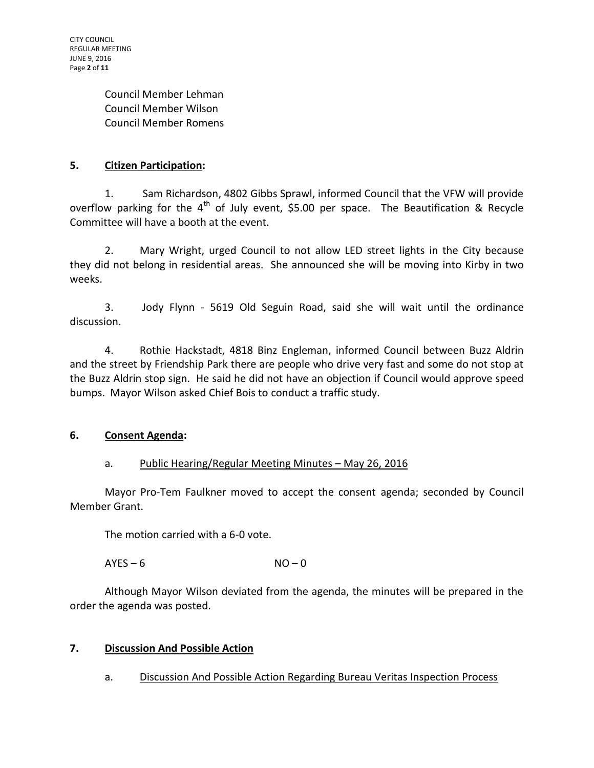Council Member Lehman
Council Member Wilson
Council Member Romens

## 5. Citizen Participation:

1. Sam Richardson, 4802 Gibbs Sprawl, informed Council that the VFW will provide overflow parking for the 4th of July event, $5.00 per space. The Beautification & Recycle Committee will have a booth at the event.

2. Mary Wright, urged Council to not allow LED street lights in the City because they did not belong in residential areas. She announced she will be moving into Kirby in two weeks.

3. Jody Flynn - 5619 Old Seguin Road, said she will wait until the ordinance discussion.

4. Rothie Hackstadt, 4818 Binz Engleman, informed Council between Buzz Aldrin and the street by Friendship Park there are people who drive very fast and some do not stop at the Buzz Aldrin stop sign. He said he did not have an objection if Council would approve speed bumps. Mayor Wilson asked Chief Bois to conduct a traffic study.

## 6. Consent Agenda:

a. Public Hearing/Regular Meeting Minutes – May 26, 2016

Mayor Pro-Tem Faulkner moved to accept the consent agenda; seconded by Council Member Grant.

The motion carried with a 6-0 vote.

AYES – 6 NO – 0

Although Mayor Wilson deviated from the agenda, the minutes will be prepared in the order the agenda was posted.

## 7. Discussion And Possible Action

a. Discussion And Possible Action Regarding Bureau Veritas Inspection Process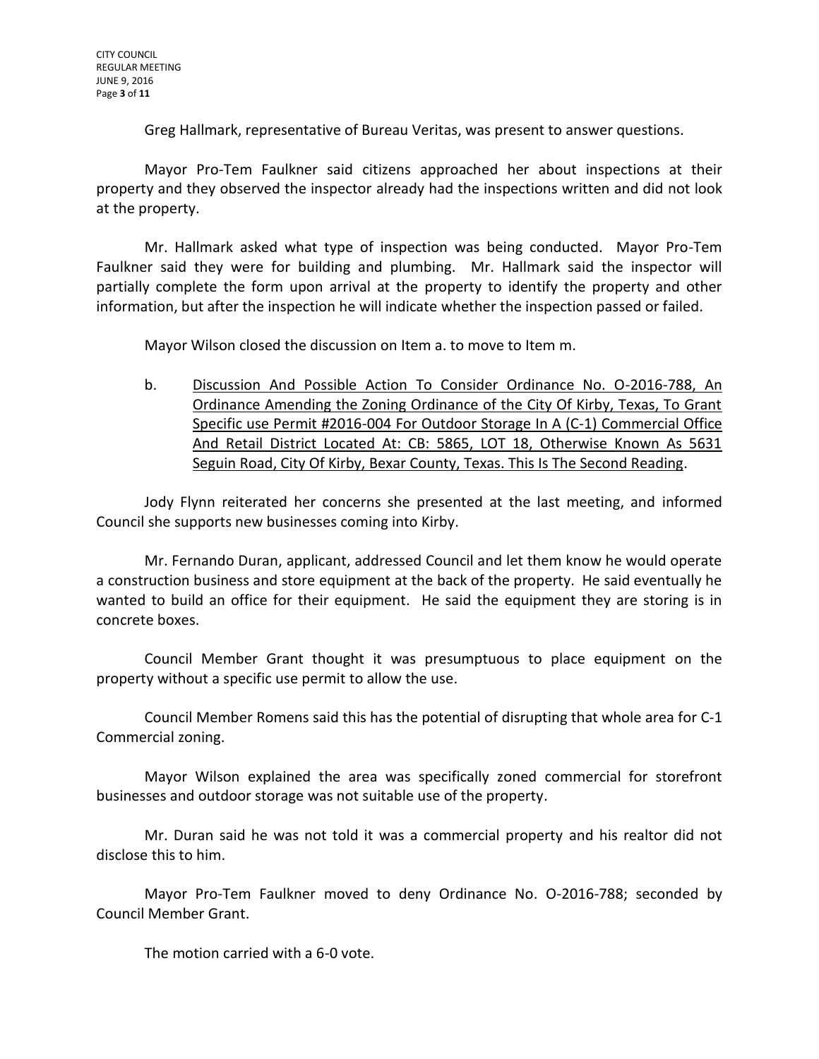Greg Hallmark, representative of Bureau Veritas, was present to answer questions.

Mayor Pro-Tem Faulkner said citizens approached her about inspections at their property and they observed the inspector already had the inspections written and did not look at the property.

Mr. Hallmark asked what type of inspection was being conducted. Mayor Pro-Tem Faulkner said they were for building and plumbing. Mr. Hallmark said the inspector will partially complete the form upon arrival at the property to identify the property and other information, but after the inspection he will indicate whether the inspection passed or failed.

Mayor Wilson closed the discussion on Item a. to move to Item m.

b. <u>Discussion And Possible Action To Consider Ordinance No. O-2016-788, An Ordinance Amending the Zoning Ordinance of the City Of Kirby, Texas, To Grant Specific use Permit #2016-004 For Outdoor Storage In A (C-1) Commercial Office And Retail District Located At: CB: 5865, LOT 18, Otherwise Known As 5631 Seguin Road, City Of Kirby, Bexar County, Texas. This Is The Second Reading</u>.

Jody Flynn reiterated her concerns she presented at the last meeting, and informed Council she supports new businesses coming into Kirby.

Mr. Fernando Duran, applicant, addressed Council and let them know he would operate a construction business and store equipment at the back of the property. He said eventually he wanted to build an office for their equipment. He said the equipment they are storing is in concrete boxes.

Council Member Grant thought it was presumptuous to place equipment on the property without a specific use permit to allow the use.

Council Member Romens said this has the potential of disrupting that whole area for C-1 Commercial zoning.

Mayor Wilson explained the area was specifically zoned commercial for storefront businesses and outdoor storage was not suitable use of the property.

Mr. Duran said he was not told it was a commercial property and his realtor did not disclose this to him.

Mayor Pro-Tem Faulkner moved to deny Ordinance No. O-2016-788; seconded by Council Member Grant.

The motion carried with a 6-0 vote.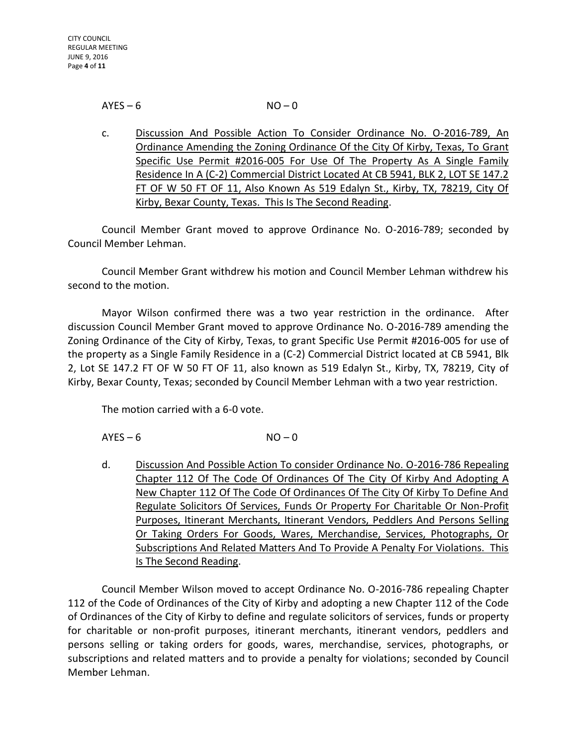AYES – 6 NO – 0

c. <u>Discussion And Possible Action To Consider Ordinance No. O-2016-789, An Ordinance Amending the Zoning Ordinance Of the City Of Kirby, Texas, To Grant Specific Use Permit #2016-005 For Use Of The Property As A Single Family Residence In A (C-2) Commercial District Located At CB 5941, BLK 2, LOT SE 147.2 FT OF W 50 FT OF 11, Also Known As 519 Edalyn St., Kirby, TX, 78219, City Of Kirby, Bexar County, Texas. This Is The Second Reading</u>.

Council Member Grant moved to approve Ordinance No. O-2016-789; seconded by Council Member Lehman.

Council Member Grant withdrew his motion and Council Member Lehman withdrew his second to the motion.

Mayor Wilson confirmed there was a two year restriction in the ordinance. After discussion Council Member Grant moved to approve Ordinance No. O-2016-789 amending the Zoning Ordinance of the City of Kirby, Texas, to grant Specific Use Permit #2016-005 for use of the property as a Single Family Residence in a (C-2) Commercial District located at CB 5941, Blk 2, Lot SE 147.2 FT OF W 50 FT OF 11, also known as 519 Edalyn St., Kirby, TX, 78219, City of Kirby, Bexar County, Texas; seconded by Council Member Lehman with a two year restriction.

The motion carried with a 6-0 vote.

AYES – 6 NO – 0

d. <u>Discussion And Possible Action To consider Ordinance No. O-2016-786 Repealing Chapter 112 Of The Code Of Ordinances Of The City Of Kirby And Adopting A New Chapter 112 Of The Code Of Ordinances Of The City Of Kirby To Define And Regulate Solicitors Of Services, Funds Or Property For Charitable Or Non-Profit Purposes, Itinerant Merchants, Itinerant Vendors, Peddlers And Persons Selling Or Taking Orders For Goods, Wares, Merchandise, Services, Photographs, Or Subscriptions And Related Matters And To Provide A Penalty For Violations. This Is The Second Reading</u>.

Council Member Wilson moved to accept Ordinance No. O-2016-786 repealing Chapter 112 of the Code of Ordinances of the City of Kirby and adopting a new Chapter 112 of the Code of Ordinances of the City of Kirby to define and regulate solicitors of services, funds or property for charitable or non-profit purposes, itinerant merchants, itinerant vendors, peddlers and persons selling or taking orders for goods, wares, merchandise, services, photographs, or subscriptions and related matters and to provide a penalty for violations; seconded by Council Member Lehman.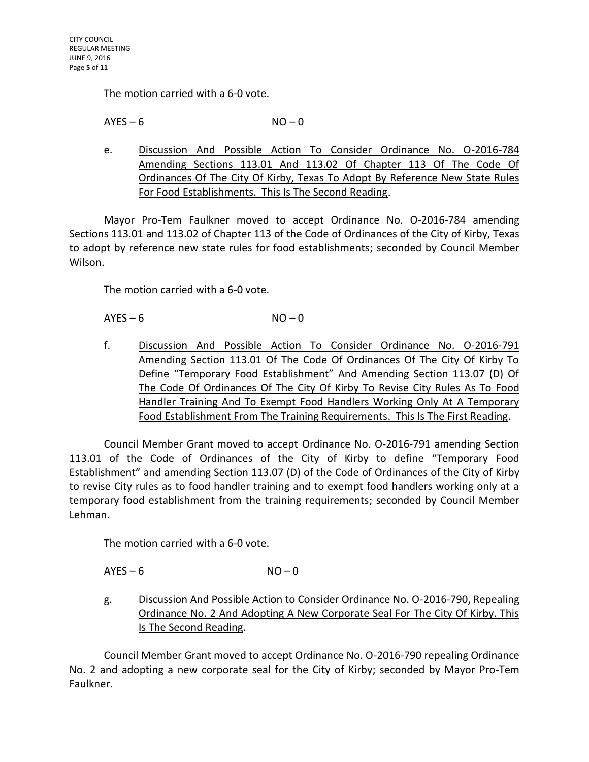The motion carried with a 6-0 vote.

AYES – 6 NO – 0

e. <u>Discussion And Possible Action To Consider Ordinance No. O-2016-784 Amending Sections 113.01 And 113.02 Of Chapter 113 Of The Code Of Ordinances Of The City Of Kirby, Texas To Adopt By Reference New State Rules For Food Establishments. This Is The Second Reading</u>.

Mayor Pro-Tem Faulkner moved to accept Ordinance No. O-2016-784 amending Sections 113.01 and 113.02 of Chapter 113 of the Code of Ordinances of the City of Kirby, Texas to adopt by reference new state rules for food establishments; seconded by Council Member Wilson.

The motion carried with a 6-0 vote.

AYES – 6 NO – 0

f. <u>Discussion And Possible Action To Consider Ordinance No. O-2016-791 Amending Section 113.01 Of The Code Of Ordinances Of The City Of Kirby To Define "Temporary Food Establishment" And Amending Section 113.07 (D) Of The Code Of Ordinances Of The City Of Kirby To Revise City Rules As To Food Handler Training And To Exempt Food Handlers Working Only At A Temporary Food Establishment From The Training Requirements. This Is The First Reading</u>.

Council Member Grant moved to accept Ordinance No. O-2016-791 amending Section 113.01 of the Code of Ordinances of the City of Kirby to define "Temporary Food Establishment" and amending Section 113.07 (D) of the Code of Ordinances of the City of Kirby to revise City rules as to food handler training and to exempt food handlers working only at a temporary food establishment from the training requirements; seconded by Council Member Lehman.

The motion carried with a 6-0 vote.

AYES – 6 NO – 0

g. <u>Discussion And Possible Action to Consider Ordinance No. O-2016-790, Repealing Ordinance No. 2 And Adopting A New Corporate Seal For The City Of Kirby. This Is The Second Reading</u>.

Council Member Grant moved to accept Ordinance No. O-2016-790 repealing Ordinance No. 2 and adopting a new corporate seal for the City of Kirby; seconded by Mayor Pro-Tem Faulkner.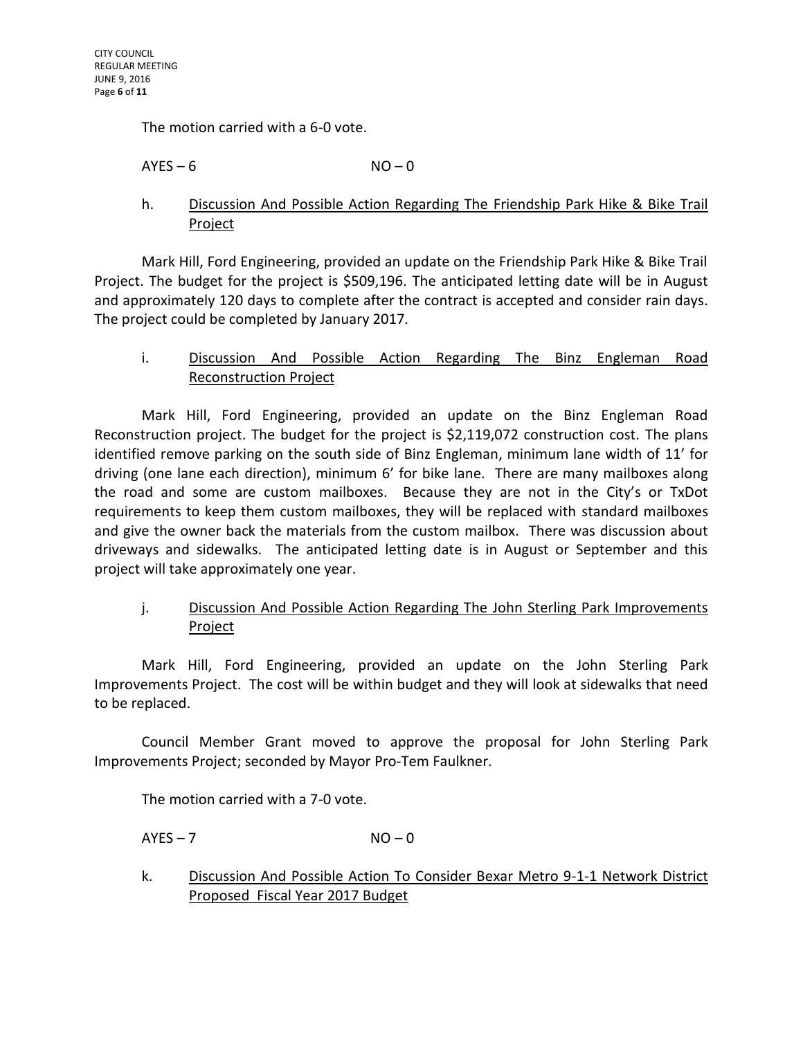The motion carried with a 6-0 vote.

AYES – 6 NO – 0

h. Discussion And Possible Action Regarding The Friendship Park Hike & Bike Trail Project

Mark Hill, Ford Engineering, provided an update on the Friendship Park Hike & Bike Trail Project. The budget for the project is $509,196. The anticipated letting date will be in August and approximately 120 days to complete after the contract is accepted and consider rain days. The project could be completed by January 2017.

i. Discussion And Possible Action Regarding The Binz Engleman Road Reconstruction Project

Mark Hill, Ford Engineering, provided an update on the Binz Engleman Road Reconstruction project. The budget for the project is $2,119,072 construction cost. The plans identified remove parking on the south side of Binz Engleman, minimum lane width of 11' for driving (one lane each direction), minimum 6' for bike lane. There are many mailboxes along the road and some are custom mailboxes. Because they are not in the City's or TxDot requirements to keep them custom mailboxes, they will be replaced with standard mailboxes and give the owner back the materials from the custom mailbox. There was discussion about driveways and sidewalks. The anticipated letting date is in August or September and this project will take approximately one year.

j. Discussion And Possible Action Regarding The John Sterling Park Improvements Project

Mark Hill, Ford Engineering, provided an update on the John Sterling Park Improvements Project. The cost will be within budget and they will look at sidewalks that need to be replaced.

Council Member Grant moved to approve the proposal for John Sterling Park Improvements Project; seconded by Mayor Pro-Tem Faulkner.

The motion carried with a 7-0 vote.

AYES – 7 NO – 0

k. Discussion And Possible Action To Consider Bexar Metro 9-1-1 Network District Proposed Fiscal Year 2017 Budget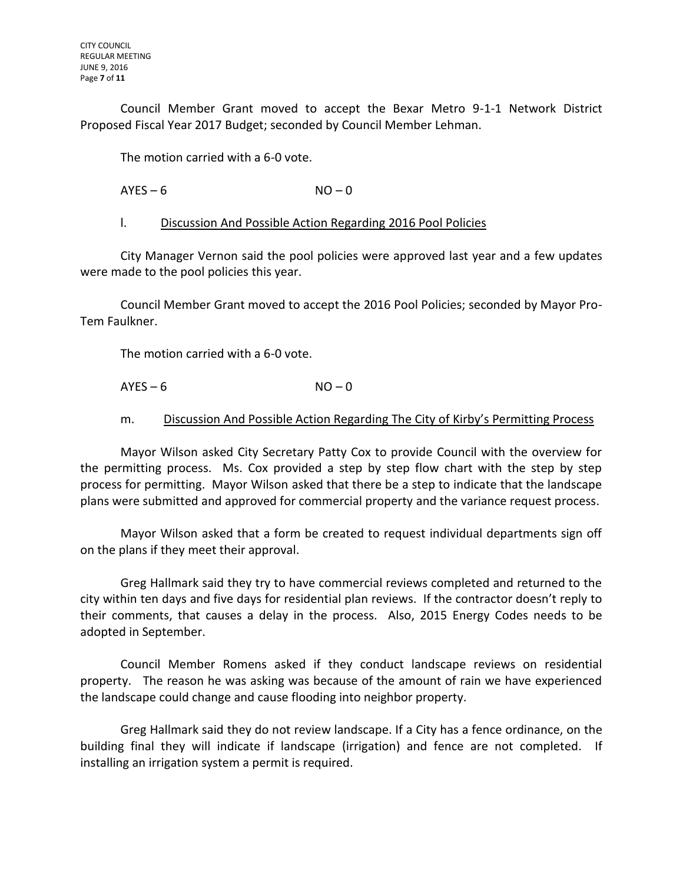Council Member Grant moved to accept the Bexar Metro 9-1-1 Network District Proposed Fiscal Year 2017 Budget; seconded by Council Member Lehman.

The motion carried with a 6-0 vote.

AYES – 6 NO – 0

l. Discussion And Possible Action Regarding 2016 Pool Policies

City Manager Vernon said the pool policies were approved last year and a few updates were made to the pool policies this year.

Council Member Grant moved to accept the 2016 Pool Policies; seconded by Mayor Pro-Tem Faulkner.

The motion carried with a 6-0 vote.

AYES – 6 NO – 0

m. Discussion And Possible Action Regarding The City of Kirby's Permitting Process

Mayor Wilson asked City Secretary Patty Cox to provide Council with the overview for the permitting process. Ms. Cox provided a step by step flow chart with the step by step process for permitting. Mayor Wilson asked that there be a step to indicate that the landscape plans were submitted and approved for commercial property and the variance request process.

Mayor Wilson asked that a form be created to request individual departments sign off on the plans if they meet their approval.

Greg Hallmark said they try to have commercial reviews completed and returned to the city within ten days and five days for residential plan reviews. If the contractor doesn't reply to their comments, that causes a delay in the process. Also, 2015 Energy Codes needs to be adopted in September.

Council Member Romens asked if they conduct landscape reviews on residential property. The reason he was asking was because of the amount of rain we have experienced the landscape could change and cause flooding into neighbor property.

Greg Hallmark said they do not review landscape. If a City has a fence ordinance, on the building final they will indicate if landscape (irrigation) and fence are not completed. If installing an irrigation system a permit is required.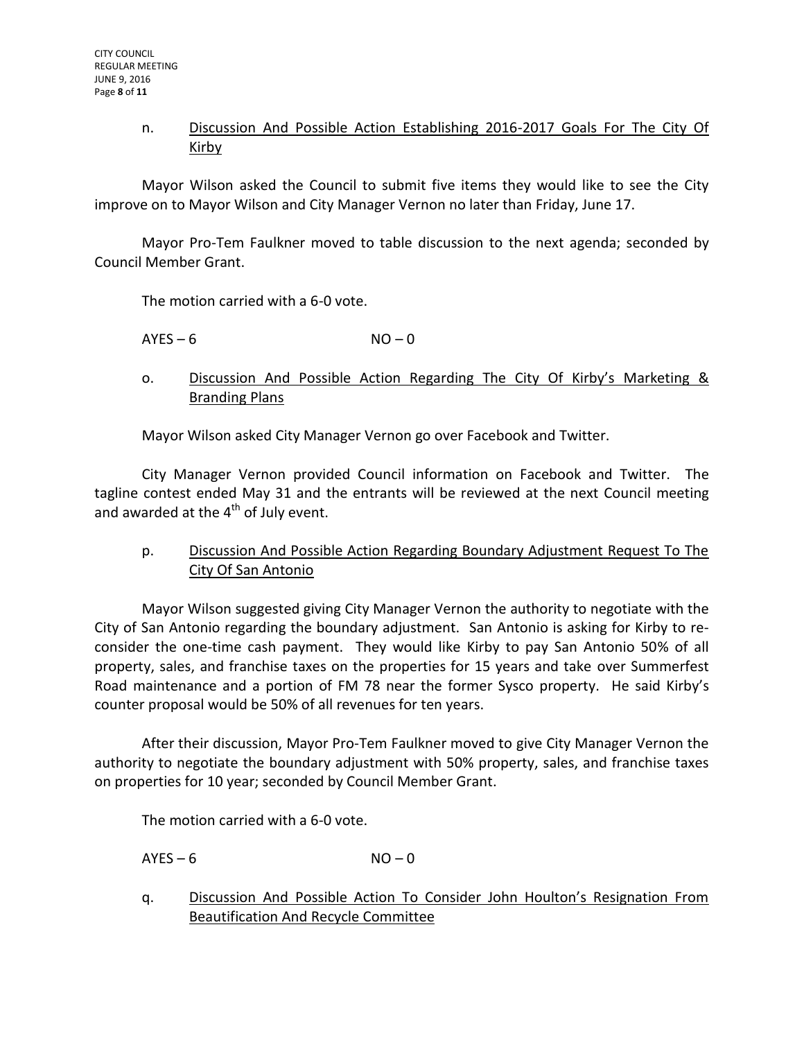n. Discussion And Possible Action Establishing 2016-2017 Goals For The City Of Kirby

Mayor Wilson asked the Council to submit five items they would like to see the City improve on to Mayor Wilson and City Manager Vernon no later than Friday, June 17.

Mayor Pro-Tem Faulkner moved to table discussion to the next agenda; seconded by Council Member Grant.

The motion carried with a 6-0 vote.

AYES – 6 NO – 0

o. Discussion And Possible Action Regarding The City Of Kirby's Marketing & Branding Plans

Mayor Wilson asked City Manager Vernon go over Facebook and Twitter.

City Manager Vernon provided Council information on Facebook and Twitter. The tagline contest ended May 31 and the entrants will be reviewed at the next Council meeting and awarded at the 4th of July event.

p. Discussion And Possible Action Regarding Boundary Adjustment Request To The City Of San Antonio

Mayor Wilson suggested giving City Manager Vernon the authority to negotiate with the City of San Antonio regarding the boundary adjustment. San Antonio is asking for Kirby to re-consider the one-time cash payment. They would like Kirby to pay San Antonio 50% of all property, sales, and franchise taxes on the properties for 15 years and take over Summerfest Road maintenance and a portion of FM 78 near the former Sysco property. He said Kirby's counter proposal would be 50% of all revenues for ten years.

After their discussion, Mayor Pro-Tem Faulkner moved to give City Manager Vernon the authority to negotiate the boundary adjustment with 50% property, sales, and franchise taxes on properties for 10 year; seconded by Council Member Grant.

The motion carried with a 6-0 vote.

AYES – 6 NO – 0

q. Discussion And Possible Action To Consider John Houlton's Resignation From Beautification And Recycle Committee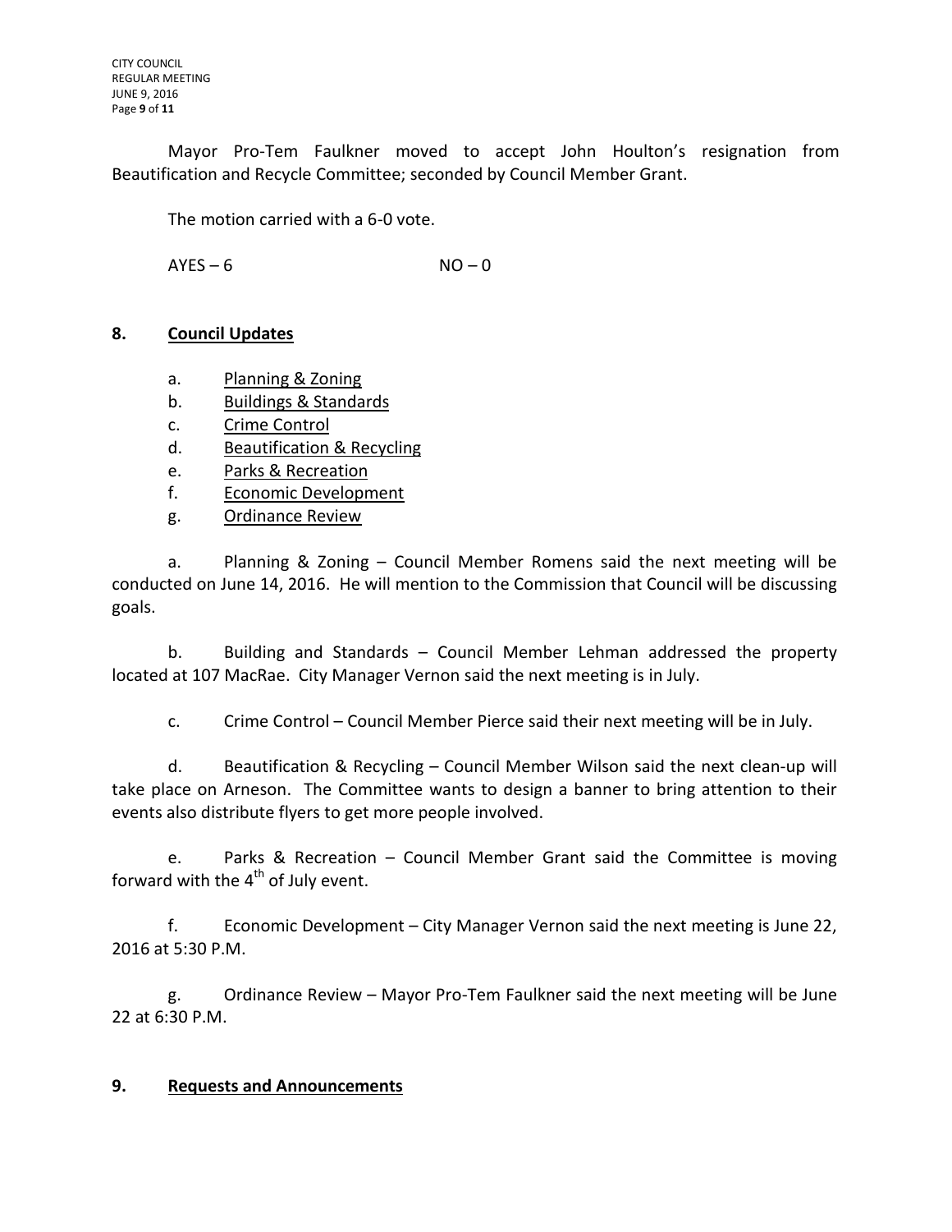Mayor Pro-Tem Faulkner moved to accept John Houlton's resignation from Beautification and Recycle Committee; seconded by Council Member Grant.

The motion carried with a 6-0 vote.

AYES – 6 NO – 0

## 8. Council Updates

a. Planning & Zoning
b. Buildings & Standards
c. Crime Control
d. Beautification & Recycling
e. Parks & Recreation
f. Economic Development
g. Ordinance Review

a. Planning & Zoning – Council Member Romens said the next meeting will be conducted on June 14, 2016. He will mention to the Commission that Council will be discussing goals.

b. Building and Standards – Council Member Lehman addressed the property located at 107 MacRae. City Manager Vernon said the next meeting is in July.

c. Crime Control – Council Member Pierce said their next meeting will be in July.

d. Beautification & Recycling – Council Member Wilson said the next clean-up will take place on Arneson. The Committee wants to design a banner to bring attention to their events also distribute flyers to get more people involved.

e. Parks & Recreation – Council Member Grant said the Committee is moving forward with the 4th of July event.

f. Economic Development – City Manager Vernon said the next meeting is June 22, 2016 at 5:30 P.M.

g. Ordinance Review – Mayor Pro-Tem Faulkner said the next meeting will be June 22 at 6:30 P.M.

## 9. Requests and Announcements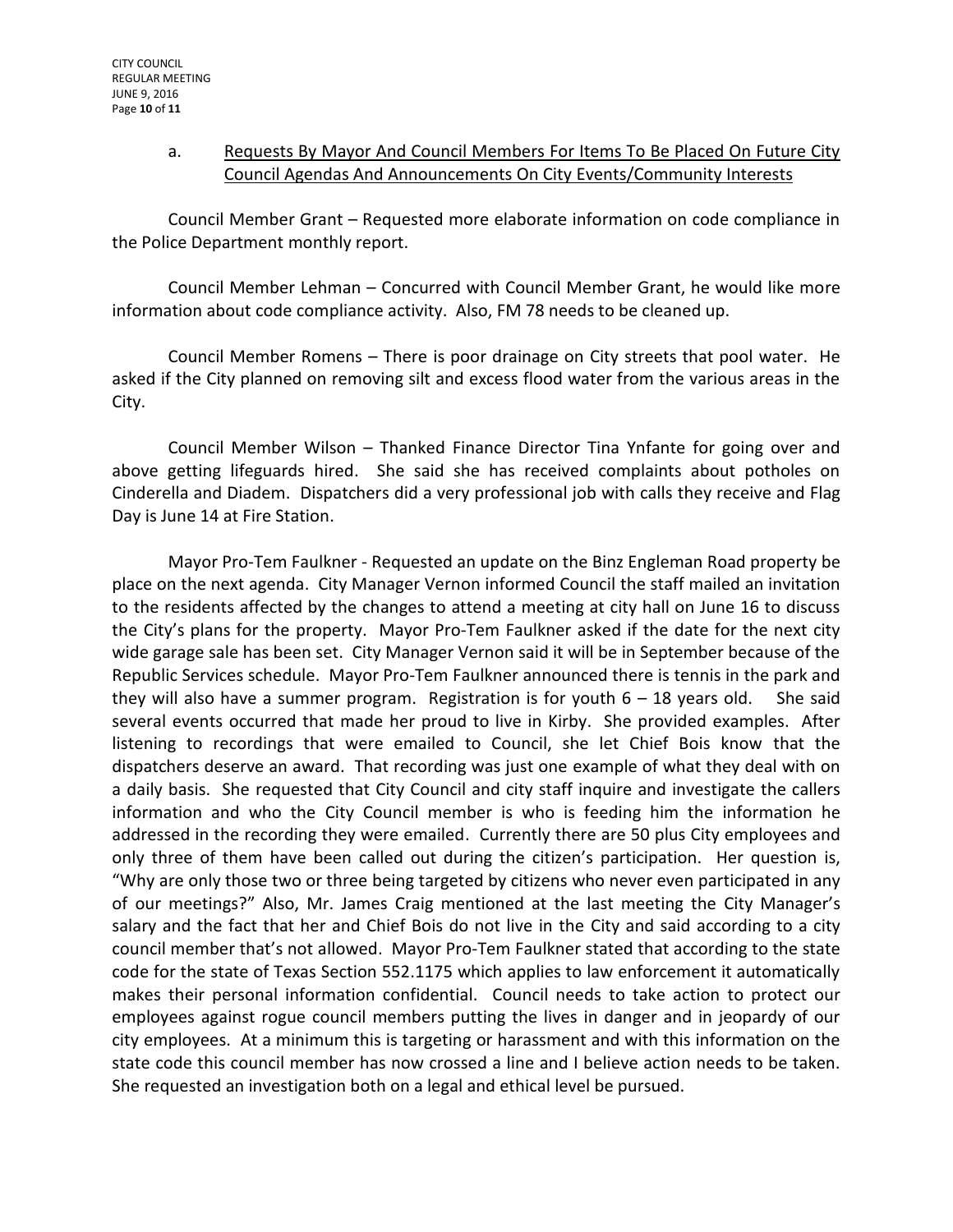a. <u>Requests By Mayor And Council Members For Items To Be Placed On Future City Council Agendas And Announcements On City Events/Community Interests</u>

Council Member Grant – Requested more elaborate information on code compliance in the Police Department monthly report.

Council Member Lehman – Concurred with Council Member Grant, he would like more information about code compliance activity. Also, FM 78 needs to be cleaned up.

Council Member Romens – There is poor drainage on City streets that pool water. He asked if the City planned on removing silt and excess flood water from the various areas in the City.

Council Member Wilson – Thanked Finance Director Tina Ynfante for going over and above getting lifeguards hired. She said she has received complaints about potholes on Cinderella and Diadem. Dispatchers did a very professional job with calls they receive and Flag Day is June 14 at Fire Station.

Mayor Pro-Tem Faulkner - Requested an update on the Binz Engleman Road property be place on the next agenda. City Manager Vernon informed Council the staff mailed an invitation to the residents affected by the changes to attend a meeting at city hall on June 16 to discuss the City's plans for the property. Mayor Pro-Tem Faulkner asked if the date for the next city wide garage sale has been set. City Manager Vernon said it will be in September because of the Republic Services schedule. Mayor Pro-Tem Faulkner announced there is tennis in the park and they will also have a summer program. Registration is for youth 6 – 18 years old. She said several events occurred that made her proud to live in Kirby. She provided examples. After listening to recordings that were emailed to Council, she let Chief Bois know that the dispatchers deserve an award. That recording was just one example of what they deal with on a daily basis. She requested that City Council and city staff inquire and investigate the callers information and who the City Council member is who is feeding him the information he addressed in the recording they were emailed. Currently there are 50 plus City employees and only three of them have been called out during the citizen's participation. Her question is, "Why are only those two or three being targeted by citizens who never even participated in any of our meetings?" Also, Mr. James Craig mentioned at the last meeting the City Manager's salary and the fact that her and Chief Bois do not live in the City and said according to a city council member that's not allowed. Mayor Pro-Tem Faulkner stated that according to the state code for the state of Texas Section 552.1175 which applies to law enforcement it automatically makes their personal information confidential. Council needs to take action to protect our employees against rogue council members putting the lives in danger and in jeopardy of our city employees. At a minimum this is targeting or harassment and with this information on the state code this council member has now crossed a line and I believe action needs to be taken. She requested an investigation both on a legal and ethical level be pursued.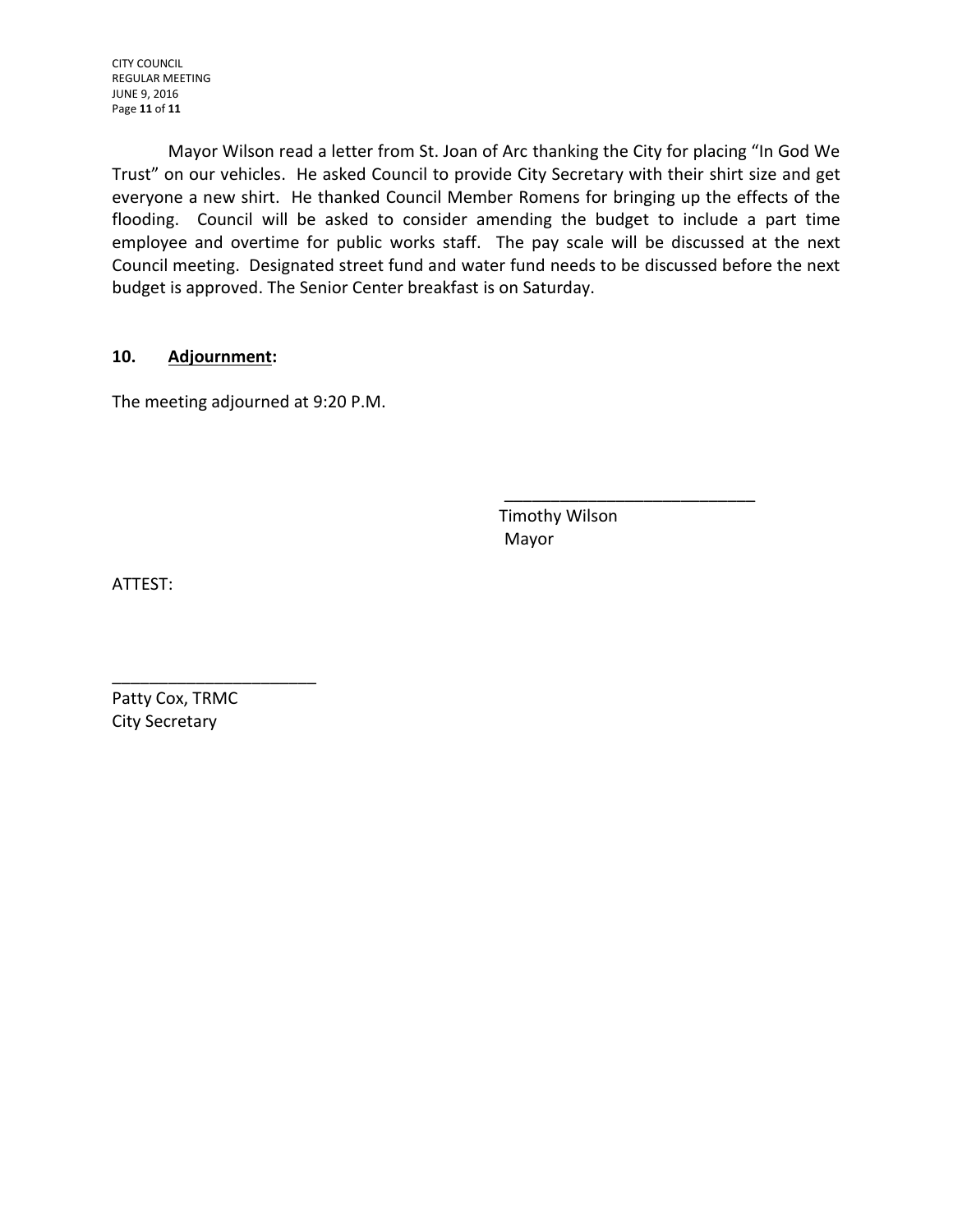Mayor Wilson read a letter from St. Joan of Arc thanking the City for placing "In God We Trust" on our vehicles. He asked Council to provide City Secretary with their shirt size and get everyone a new shirt. He thanked Council Member Romens for bringing up the effects of the flooding. Council will be asked to consider amending the budget to include a part time employee and overtime for public works staff. The pay scale will be discussed at the next Council meeting. Designated street fund and water fund needs to be discussed before the next budget is approved. The Senior Center breakfast is on Saturday.

**10. Adjournment:**

The meeting adjourned at 9:20 P.M.

\_\_\_\_\_\_\_\_\_\_\_\_\_\_\_\_\_\_\_\_\_\_\_\_\_\_\_
Timothy Wilson
Mayor

ATTEST:

\_\_\_\_\_\_\_\_\_\_\_\_\_\_\_\_\_\_\_\_\_\_
Patty Cox, TRMC
City Secretary